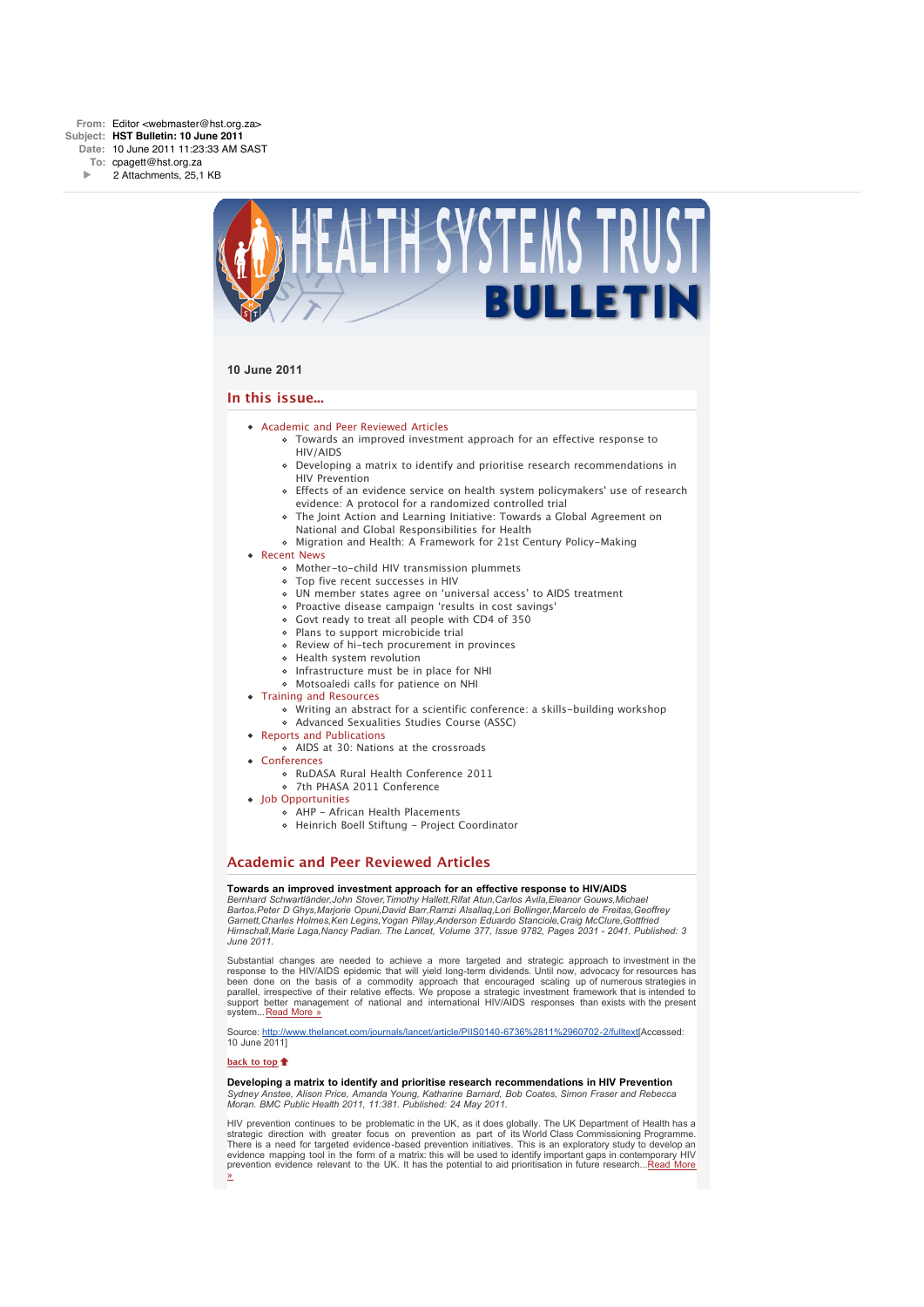**From:** Editor <webmaster@hst.org.za>
**Subject:** **HST Bulletin: 10 June 2011**
**Date:** 10 June 2011 11:23:33 AM SAST
**To:** cpagett@hst.org.za
2 Attachments, 25,1 KB

# HEALTH SYSTEMS TRUST BULLETIN

**10 June 2011**

## In this issue...

- Academic and Peer Reviewed Articles
    - Towards an improved investment approach for an effective response to HIV/AIDS
    - Developing a matrix to identify and prioritise research recommendations in HIV Prevention
    - Effects of an evidence service on health system policymakers' use of research evidence: A protocol for a randomized controlled trial
    - The Joint Action and Learning Initiative: Towards a Global Agreement on National and Global Responsibilities for Health
    - Migration and Health: A Framework for 21st Century Policy-Making
- Recent News
    - Mother-to-child HIV transmission plummets
    - Top five recent successes in HIV
    - UN member states agree on 'universal access' to AIDS treatment
    - Proactive disease campaign 'results in cost savings'
    - Govt ready to treat all people with CD4 of 350
    - Plans to support microbicide trial
    - Review of hi-tech procurement in provinces
    - Health system revolution
    - Infrastructure must be in place for NHI
    - Motsoaledi calls for patience on NHI
- Training and Resources
    - Writing an abstract for a scientific conference: a skills-building workshop
    - Advanced Sexualities Studies Course (ASSC)
- Reports and Publications
    - AIDS at 30: Nations at the crossroads
- Conferences
    - RuDASA Rural Health Conference 2011
    - 7th PHASA 2011 Conference
- Job Opportunities
    - AHP - African Health Placements
    - Heinrich Boell Stiftung - Project Coordinator

## Academic and Peer Reviewed Articles

**Towards an improved investment approach for an effective response to HIV/AIDS**
*Bernhard Schwartländer,John Stover,Timothy Hallett,Rifat Atun,Carlos Avila,Eleanor Gouws,Michael Bartos,Peter D Ghys,Marjorie Opuni,David Barr,Ramzi Alsallaq,Lori Bollinger,Marcelo de Freitas,Geoffrey Garnett,Charles Holmes,Ken Legins,Yogan Pillay,Anderson Eduardo Stanciole,Craig McClure,Gottfried Hirnschall,Marie Laga,Nancy Padian. The Lancet, Volume 377, Issue 9782, Pages 2031 - 2041. Published: 3 June 2011.*

Substantial changes are needed to achieve a more targeted and strategic approach to investment in the response to the HIV/AIDS epidemic that will yield long-term dividends. Until now, advocacy for resources has been done on the basis of a commodity approach that encouraged scaling up of numerous strategies in parallel, irrespective of their relative effects. We propose a strategic investment framework that is intended to support better management of national and international HIV/AIDS responses than exists with the present system...Read More »

Source: http://www.thelancet.com/journals/lancet/article/PIIS0140-6736%2811%2960702-2/fulltext[Accessed: 10 June 2011]

back to top

**Developing a matrix to identify and prioritise research recommendations in HIV Prevention**
*Sydney Anstee, Alison Price, Amanda Young, Katharine Barnard, Bob Coates, Simon Fraser and Rebecca Moran. BMC Public Health 2011, 11:381. Published: 24 May 2011.*

HIV prevention continues to be problematic in the UK, as it does globally. The UK Department of Health has a strategic direction with greater focus on prevention as part of its World Class Commissioning Programme. There is a need for targeted evidence-based prevention initiatives. This is an exploratory study to develop an evidence mapping tool in the form of a matrix: this will be used to identify important gaps in contemporary HIV prevention evidence relevant to the UK. It has the potential to aid prioritisation in future research...Read More »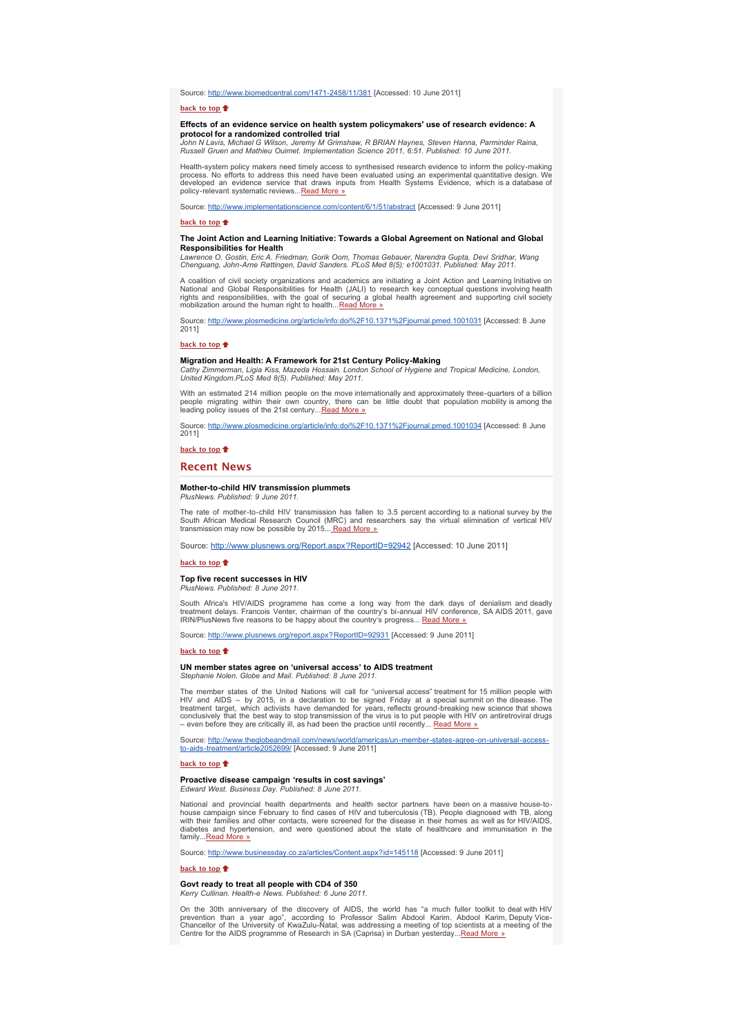Source: http://www.biomedcentral.com/1471-2458/11/381 [Accessed: 10 June 2011]

**back to top**

**Effects of an evidence service on health system policymakers' use of research evidence: A protocol for a randomized controlled trial**
*John N Lavis, Michael G Wilson, Jeremy M Grimshaw, R BRIAN Haynes, Steven Hanna, Parminder Raina, Russell Gruen and Mathieu Ouimet. Implementation Science 2011, 6:51. Published: 10 June 2011.*

Health-system policy makers need timely access to synthesised research evidence to inform the policy-making process. No efforts to address this need have been evaluated using an experimental quantitative design. We developed an evidence service that draws inputs from Health Systems Evidence, which is a database of policy-relevant systematic reviews...Read More »

Source: http://www.implementationscience.com/content/6/1/51/abstract [Accessed: 9 June 2011]

**back to top**

**The Joint Action and Learning Initiative: Towards a Global Agreement on National and Global Responsibilities for Health**
*Lawrence O. Gostin, Eric A. Friedman, Gorik Ooms, Thomas Gebauer, Narendra Gupta, Devi Sridhar, Wang Chenguang, John-Arne Røttingen, David Sanders. PLoS Med 8(5): e1001031. Published: May 2011.*

A coalition of civil society organizations and academics are initiating a Joint Action and Learning Initiative on National and Global Responsibilities for Health (JALI) to research key conceptual questions involving health rights and responsibilities, with the goal of securing a global health agreement and supporting civil society mobilization around the human right to health...Read More »

Source: http://www.plosmedicine.org/article/info:doi%2F10.1371%2Fjournal.pmed.1001031 [Accessed: 8 June 2011]

**back to top**

**Migration and Health: A Framework for 21st Century Policy-Making**
*Cathy Zimmerman, Ligia Kiss, Mazeda Hossain. London School of Hygiene and Tropical Medicine, London, United Kingdom.PLoS Med 8(5). Published: May 2011.*

With an estimated 214 million people on the move internationally and approximately three-quarters of a billion people migrating within their own country, there can be little doubt that population mobility is among the leading policy issues of the 21st century...Read More »

Source: http://www.plosmedicine.org/article/info:doi%2F10.1371%2Fjournal.pmed.1001034 [Accessed: 8 June 2011]

**back to top**

## Recent News

**Mother-to-child HIV transmission plummets**
*PlusNews. Published: 9 June 2011.*

The rate of mother-to-child HIV transmission has fallen to 3.5 percent according to a national survey by the South African Medical Research Council (MRC) and researchers say the virtual elimination of vertical HIV transmission may now be possible by 2015... Read More »

Source: http://www.plusnews.org/Report.aspx?ReportID=92942 [Accessed: 10 June 2011]

**back to top**

**Top five recent successes in HIV**
*PlusNews. Published: 8 June 2011.*

South Africa's HIV/AIDS programme has come a long way from the dark days of denialism and deadly treatment delays. Francois Venter, chairman of the country's bi-annual HIV conference, SA AIDS 2011, gave IRIN/PlusNews five reasons to be happy about the country's progress... Read More »

Source: http://www.plusnews.org/report.aspx?ReportID=92931 [Accessed: 9 June 2011]

**back to top**

**UN member states agree on 'universal access' to AIDS treatment**
*Stephanie Nolen. Globe and Mail. Published: 8 June 2011.*

The member states of the United Nations will call for "universal access" treatment for 15 million people with HIV and AIDS – by 2015, in a declaration to be signed Friday at a special summit on the disease. The treatment target, which activists have demanded for years, reflects ground-breaking new science that shows conclusively that the best way to stop transmission of the virus is to put people with HIV on antiretroviral drugs – even before they are critically ill, as had been the practice until recently... Read More »

Source: http://www.theglobeandmail.com/news/world/americas/un-member-states-agree-on-universal-access-to-aids-treatment/article2052699/ [Accessed: 9 June 2011]

**back to top**

**Proactive disease campaign 'results in cost savings'**
*Edward West. Business Day. Published: 8 June 2011.*

National and provincial health departments and health sector partners have been on a massive house-to-house campaign since February to find cases of HIV and tuberculosis (TB). People diagnosed with TB, along with their families and other contacts, were screened for the disease in their homes as well as for HIV/AIDS, diabetes and hypertension, and were questioned about the state of healthcare and immunisation in the family...Read More »

Source: http://www.businessday.co.za/articles/Content.aspx?id=145118 [Accessed: 9 June 2011]

**back to top**

**Govt ready to treat all people with CD4 of 350**
*Kerry Cullinan. Health-e News. Published: 6 June 2011.*

On the 30th anniversary of the discovery of AIDS, the world has "a much fuller toolkit to deal with HIV prevention than a year ago", according to Professor Salim Abdool Karim. Abdool Karim, Deputy Vice-Chancellor of the University of KwaZulu-Natal, was addressing a meeting of top scientists at a meeting of the Centre for the AIDS programme of Research in SA (Caprisa) in Durban yesterday...Read More »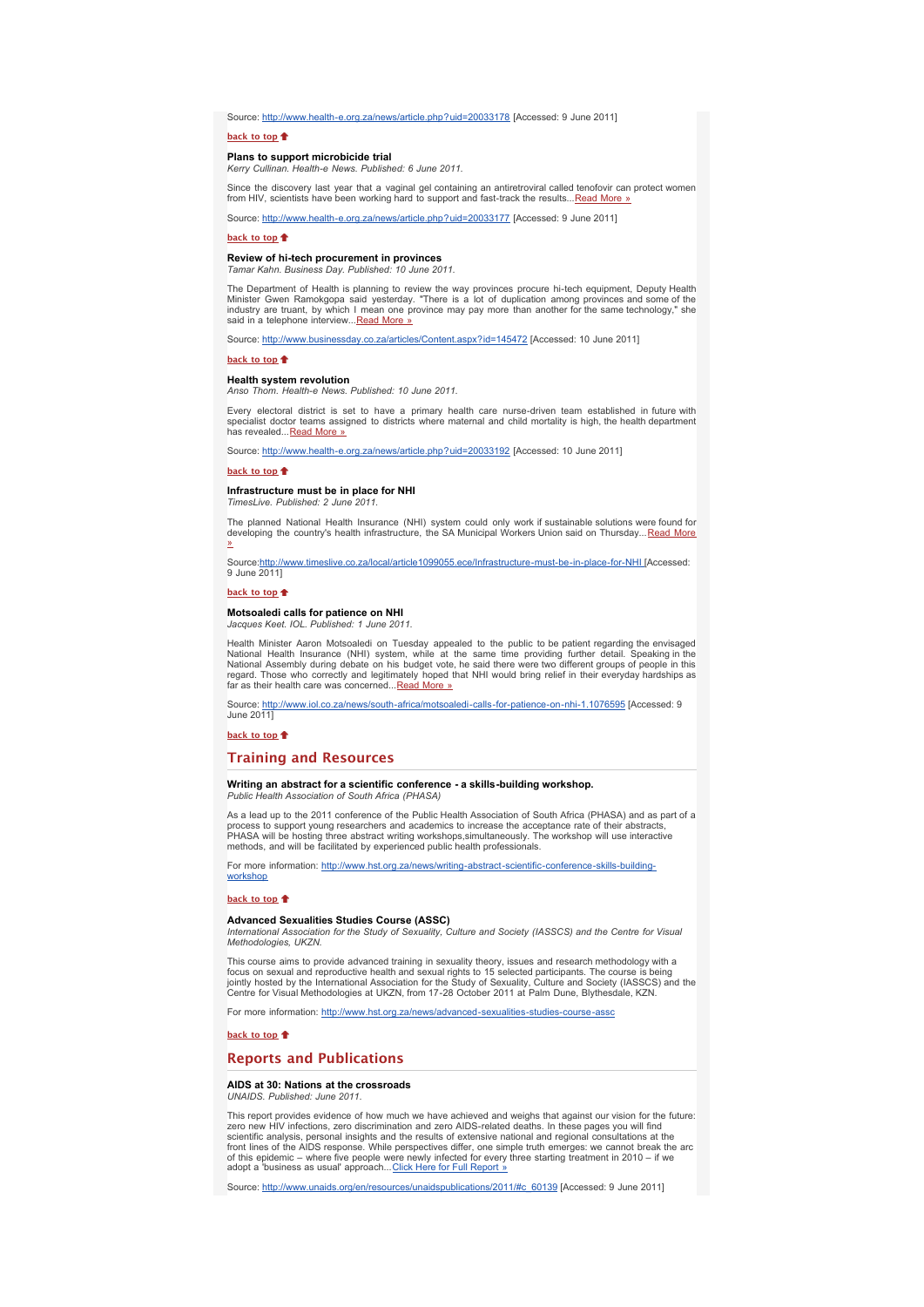Source: http://www.health-e.org.za/news/article.php?uid=20033178 [Accessed: 9 June 2011]

**back to top**

**Plans to support microbicide trial**
*Kerry Cullinan. Health-e News. Published: 6 June 2011.*

Since the discovery last year that a vaginal gel containing an antiretroviral called tenofovir can protect women from HIV, scientists have been working hard to support and fast-track the results...Read More »

Source: http://www.health-e.org.za/news/article.php?uid=20033177 [Accessed: 9 June 2011]

**back to top**

**Review of hi-tech procurement in provinces**
*Tamar Kahn. Business Day. Published: 10 June 2011.*

The Department of Health is planning to review the way provinces procure hi-tech equipment, Deputy Health Minister Gwen Ramokgopa said yesterday. "There is a lot of duplication among provinces and some of the industry are truant, by which I mean one province may pay more than another for the same technology," she said in a telephone interview...Read More »

Source: http://www.businessday.co.za/articles/Content.aspx?id=145472 [Accessed: 10 June 2011]

**back to top**

**Health system revolution**
*Anso Thom. Health-e News. Published: 10 June 2011.*

Every electoral district is set to have a primary health care nurse-driven team established in future with specialist doctor teams assigned to districts where maternal and child mortality is high, the health department has revealed...Read More »

Source: http://www.health-e.org.za/news/article.php?uid=20033192 [Accessed: 10 June 2011]

**back to top**

**Infrastructure must be in place for NHI**
*TimesLive. Published: 2 June 2011.*

The planned National Health Insurance (NHI) system could only work if sustainable solutions were found for developing the country's health infrastructure, the SA Municipal Workers Union said on Thursday...Read More »

Source:http://www.timeslive.co.za/local/article1099055.ece/Infrastructure-must-be-in-place-for-NHI [Accessed: 9 June 2011]

**back to top**

**Motsoaledi calls for patience on NHI**
*Jacques Keet. IOL. Published: 1 June 2011.*

Health Minister Aaron Motsoaledi on Tuesday appealed to the public to be patient regarding the envisaged National Health Insurance (NHI) system, while at the same time providing further detail. Speaking in the National Assembly during debate on his budget vote, he said there were two different groups of people in this regard. Those who correctly and legitimately hoped that NHI would bring relief in their everyday hardships as far as their health care was concerned...Read More »

Source: http://www.iol.co.za/news/south-africa/motsoaledi-calls-for-patience-on-nhi-1.1076595 [Accessed: 9 June 2011]

**back to top**

## Training and Resources

**Writing an abstract for a scientific conference - a skills-building workshop.**
*Public Health Association of South Africa (PHASA)*

As a lead up to the 2011 conference of the Public Health Association of South Africa (PHASA) and as part of a process to support young researchers and academics to increase the acceptance rate of their abstracts, PHASA will be hosting three abstract writing workshops,simultaneously. The workshop will use interactive methods, and will be facilitated by experienced public health professionals.

For more information: http://www.hst.org.za/news/writing-abstract-scientific-conference-skills-building-workshop

**back to top**

**Advanced Sexualities Studies Course (ASSC)**
*International Association for the Study of Sexuality, Culture and Society (IASSCS) and the Centre for Visual Methodologies, UKZN.*

This course aims to provide advanced training in sexuality theory, issues and research methodology with a focus on sexual and reproductive health and sexual rights to 15 selected participants. The course is being jointly hosted by the International Association for the Study of Sexuality, Culture and Society (IASSCS) and the Centre for Visual Methodologies at UKZN, from 17-28 October 2011 at Palm Dune, Blythesdale, KZN.

For more information: http://www.hst.org.za/news/advanced-sexualities-studies-course-assc

**back to top**

## Reports and Publications

**AIDS at 30: Nations at the crossroads**
*UNAIDS. Published: June 2011.*

This report provides evidence of how much we have achieved and weighs that against our vision for the future: zero new HIV infections, zero discrimination and zero AIDS-related deaths. In these pages you will find scientific analysis, personal insights and the results of extensive national and regional consultations at the front lines of the AIDS response. While perspectives differ, one simple truth emerges: we cannot break the arc of this epidemic – where five people were newly infected for every three starting treatment in 2010 – if we adopt a 'business as usual' approach...Click Here for Full Report »

Source: http://www.unaids.org/en/resources/unaidspublications/2011/#c_60139 [Accessed: 9 June 2011]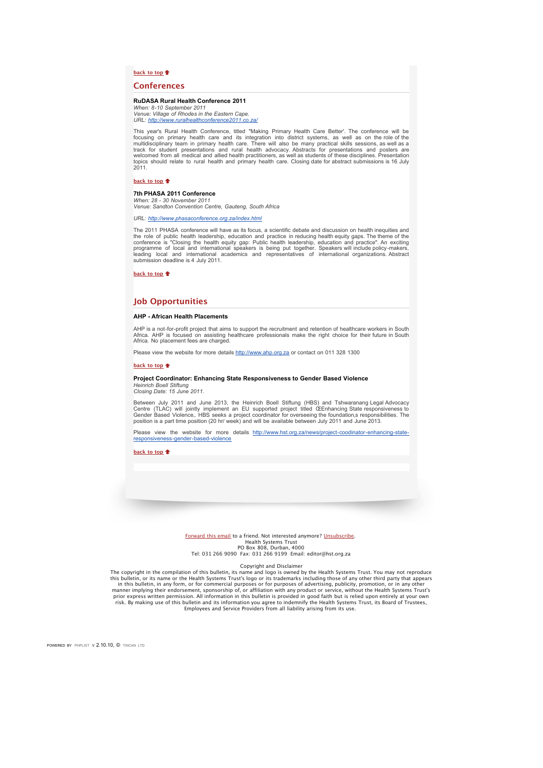[back to top](#) ⬆

## Conferences

### RuDASA Rural Health Conference 2011

*When: 8-10 September 2011*
*Venue: Village of Rhodes in the Eastern Cape.*
*URL: http://www.ruralhealthconference2011.co.za/*

This year's Rural Health Conference, titled "Making Primary Health Care Better'. The conference will be focusing on primary health care and its integration into district systems, as well as on the role of the multidisciplinary team in primary health care. There will also be many practical skills sessions, as well as a track for student presentations and rural health advocacy. Abstracts for presentations and posters are welcomed from all medical and allied health practitioners, as well as students of these disciplines. Presentation topics should relate to rural health and primary health care. Closing date for abstract submissions is 16 July 2011.

[back to top](#) ⬆

### 7th PHASA 2011 Conference

*When: 28 - 30 November 2011*
*Venue: Sandton Convention Centre, Gauteng, South Africa*

*URL: http://www.phasaconference.org.za/index.html*

The 2011 PHASA conference will have as its focus, a scientific debate and discussion on health inequities and the role of public health leadership, education and practice in reducing health equity gaps. The theme of the conference is "Closing the health equity gap: Public health leadership, education and practice". An exciting programme of local and international speakers is being put together. Speakers will include policy-makers, leading local and international academics and representatives of international organizations. Abstract submission deadline is 4 July 2011.

[back to top](#) ⬆

## Job Opportunities

### AHP - African Health Placements

AHP is a not-for-profit project that aims to support the recruitment and retention of healthcare workers in South Africa. AHP is focused on assisting healthcare professionals make the right choice for their future in South Africa. No placement fees are charged.

Please view the website for more details http://www.ahp.org.za or contact on 011 328 1300

[back to top](#) ⬆

### Project Coordinator: Enhancing State Responsiveness to Gender Based Violence

*Heinrich Boell Stiftung*
*Closing Date: 15 June 2011.*

Between July 2011 and June 2013, the Heinrich Boell Stiftung (HBS) and Tshwaranang Legal Advocacy Centre (TLAC) will jointly implement an EU supported project titled ŒEnhancing State responsiveness to Gender Based Violence,. HBS seeks a project coordinator for overseeing the foundation,s responsibilities. The position is a part time position (20 hr/ week) and will be available between July 2011 and June 2013.

Please view the website for more details http://www.hst.org.za/news/project-coodinator-enhancing-state-responsiveness-gender-based-violence

[back to top](#) ⬆

[Forward this email](#) to a friend. Not interested anymore? [Unsubscribe](#).
Health Systems Trust
PO Box 808, Durban, 4000
Tel: 031 266 9090 Fax: 031 266 9199 Email: editor@hst.org.za

Copyright and Disclaimer
The copyright in the compilation of this bulletin, its name and logo is owned by the Health Systems Trust. You may not reproduce this bulletin, or its name or the Health Systems Trust's logo or its trademarks including those of any other third party that appears in this bulletin, in any form, or for commercial purposes or for purposes of advertising, publicity, promotion, or in any other manner implying their endorsement, sponsorship of, or affiliation with any product or service, without the Health Systems Trust's prior express written permission. All information in this bulletin is provided in good faith but is relied upon entirely at your own risk. By making use of this bulletin and its information you agree to indemnify the Health Systems Trust, its Board of Trustees, Employees and Service Providers from all liability arising from its use.

POWERED BY PHPLIST V 2.10.10, © TINCAN LTD